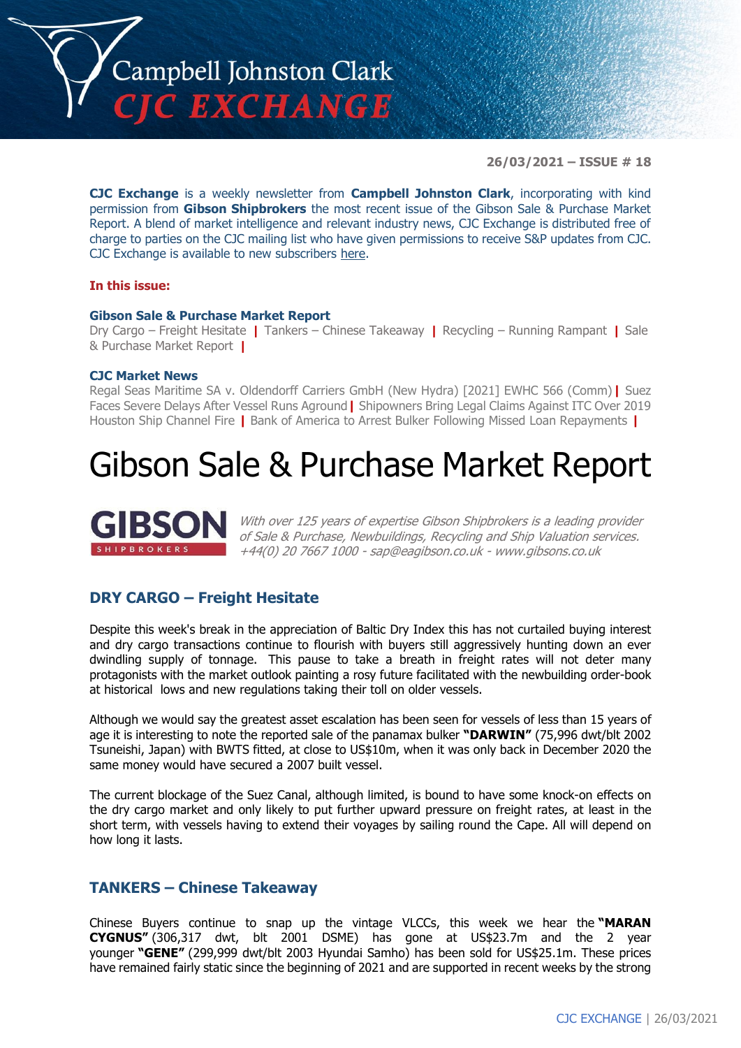# Campbell Johnston Clark
## CJC EXCHANGE

**26/03/2021 – ISSUE # 18**

**CJC Exchange** is a weekly newsletter from **Campbell Johnston Clark**, incorporating with kind permission from **Gibson Shipbrokers** the most recent issue of the Gibson Sale & Purchase Market Report. A blend of market intelligence and relevant industry news, CJC Exchange is distributed free of charge to parties on the CJC mailing list who have given permissions to receive S&P updates from CJC. CJC Exchange is available to new subscribers here.

**In this issue:**

**Gibson Sale & Purchase Market Report**

Dry Cargo – Freight Hesitate | Tankers – Chinese Takeaway | Recycling – Running Rampant | Sale & Purchase Market Report |

**CJC Market News**

Regal Seas Maritime SA v. Oldendorff Carriers GmbH (New Hydra) [2021] EWHC 566 (Comm) | Suez Faces Severe Delays After Vessel Runs Aground | Shipowners Bring Legal Claims Against ITC Over 2019 Houston Ship Channel Fire | Bank of America to Arrest Bulker Following Missed Loan Repayments |

# Gibson Sale & Purchase Market Report

**GIBSON** SHIPBROKERS

*With over 125 years of expertise Gibson Shipbrokers is a leading provider of Sale & Purchase, Newbuildings, Recycling and Ship Valuation services. +44(0) 20 7667 1000 - sap@eagibson.co.uk - www.gibsons.co.uk*

## DRY CARGO – Freight Hesitate

Despite this week's break in the appreciation of Baltic Dry Index this has not curtailed buying interest and dry cargo transactions continue to flourish with buyers still aggressively hunting down an ever dwindling supply of tonnage. This pause to take a breath in freight rates will not deter many protagonists with the market outlook painting a rosy future facilitated with the newbuilding order-book at historical lows and new regulations taking their toll on older vessels.

Although we would say the greatest asset escalation has been seen for vessels of less than 15 years of age it is interesting to note the reported sale of the panamax bulker **"DARWIN"** (75,996 dwt/blt 2002 Tsuneishi, Japan) with BWTS fitted, at close to US$10m, when it was only back in December 2020 the same money would have secured a 2007 built vessel.

The current blockage of the Suez Canal, although limited, is bound to have some knock-on effects on the dry cargo market and only likely to put further upward pressure on freight rates, at least in the short term, with vessels having to extend their voyages by sailing round the Cape. All will depend on how long it lasts.

## TANKERS – Chinese Takeaway

Chinese Buyers continue to snap up the vintage VLCCs, this week we hear the **"MARAN CYGNUS"** (306,317 dwt, blt 2001 DSME) has gone at US$23.7m and the 2 year younger **"GENE"** (299,999 dwt/blt 2003 Hyundai Samho) has been sold for US$25.1m. These prices have remained fairly static since the beginning of 2021 and are supported in recent weeks by the strong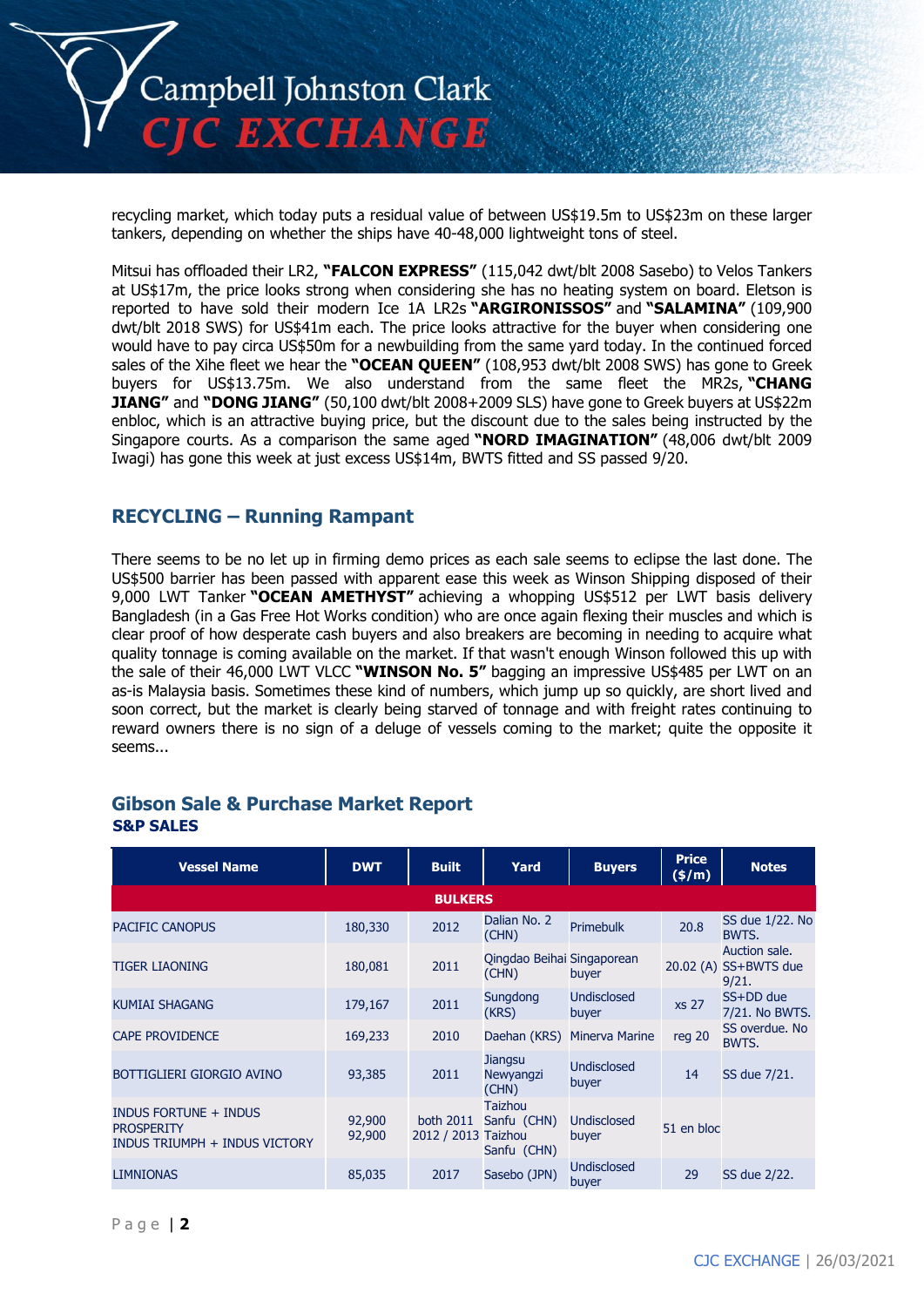recycling market, which today puts a residual value of between US$19.5m to US$23m on these larger tankers, depending on whether the ships have 40-48,000 lightweight tons of steel.

Mitsui has offloaded their LR2, **"FALCON EXPRESS"** (115,042 dwt/blt 2008 Sasebo) to Velos Tankers at US$17m, the price looks strong when considering she has no heating system on board. Eletson is reported to have sold their modern Ice 1A LR2s **"ARGIRONISSOS"** and **"SALAMINA"** (109,900 dwt/blt 2018 SWS) for US$41m each. The price looks attractive for the buyer when considering one would have to pay circa US$50m for a newbuilding from the same yard today. In the continued forced sales of the Xihe fleet we hear the **"OCEAN QUEEN"** (108,953 dwt/blt 2008 SWS) has gone to Greek buyers for US$13.75m. We also understand from the same fleet the MR2s, **"CHANG JIANG"** and **"DONG JIANG"** (50,100 dwt/blt 2008+2009 SLS) have gone to Greek buyers at US$22m enbloc, which is an attractive buying price, but the discount due to the sales being instructed by the Singapore courts. As a comparison the same aged **"NORD IMAGINATION"** (48,006 dwt/blt 2009 Iwagi) has gone this week at just excess US$14m, BWTS fitted and SS passed 9/20.

## RECYCLING – Running Rampant

There seems to be no let up in firming demo prices as each sale seems to eclipse the last done. The US$500 barrier has been passed with apparent ease this week as Winson Shipping disposed of their 9,000 LWT Tanker **"OCEAN AMETHYST"** achieving a whopping US$512 per LWT basis delivery Bangladesh (in a Gas Free Hot Works condition) who are once again flexing their muscles and which is clear proof of how desperate cash buyers and also breakers are becoming in needing to acquire what quality tonnage is coming available on the market. If that wasn't enough Winson followed this up with the sale of their 46,000 LWT VLCC **"WINSON No. 5"** bagging an impressive US$485 per LWT on an as-is Malaysia basis. Sometimes these kind of numbers, which jump up so quickly, are short lived and soon correct, but the market is clearly being starved of tonnage and with freight rates continuing to reward owners there is no sign of a deluge of vessels coming to the market; quite the opposite it seems...

## Gibson Sale & Purchase Market Report

### S&P SALES

| Vessel Name | DWT | Built | Yard | Buyers | Price ($/m) | Notes |
|---|---|---|---|---|---|---|
| **BULKERS** | | | | | | |
| PACIFIC CANOPUS | 180,330 | 2012 | Dalian No. 2 (CHN) | Primebulk | 20.8 | SS due 1/22. No BWTS. |
| TIGER LIAONING | 180,081 | 2011 | Qingdao Beihai (CHN) | Singaporean buyer | 20.02 (A) | Auction sale. SS+BWTS due 9/21. |
| KUMIAI SHAGANG | 179,167 | 2011 | Sungdong (KRS) | Undisclosed buyer | xs 27 | SS+DD due 7/21. No BWTS. |
| CAPE PROVIDENCE | 169,233 | 2010 | Daehan (KRS) | Minerva Marine | reg 20 | SS overdue. No BWTS. |
| BOTTIGLIERI GIORGIO AVINO | 93,385 | 2011 | Jiangsu Newyangzi (CHN) | Undisclosed buyer | 14 | SS due 7/21. |
| INDUS FORTUNE + INDUS PROSPERITY<br>INDUS TRIUMPH + INDUS VICTORY | 92,900<br>92,900 | both 2011<br>2012 / 2013 | Taizhou Sanfu (CHN)<br>Taizhou Sanfu (CHN) | Undisclosed buyer | 51 en bloc | |
| LIMNIONAS | 85,035 | 2017 | Sasebo (JPN) | Undisclosed buyer | 29 | SS due 2/22. |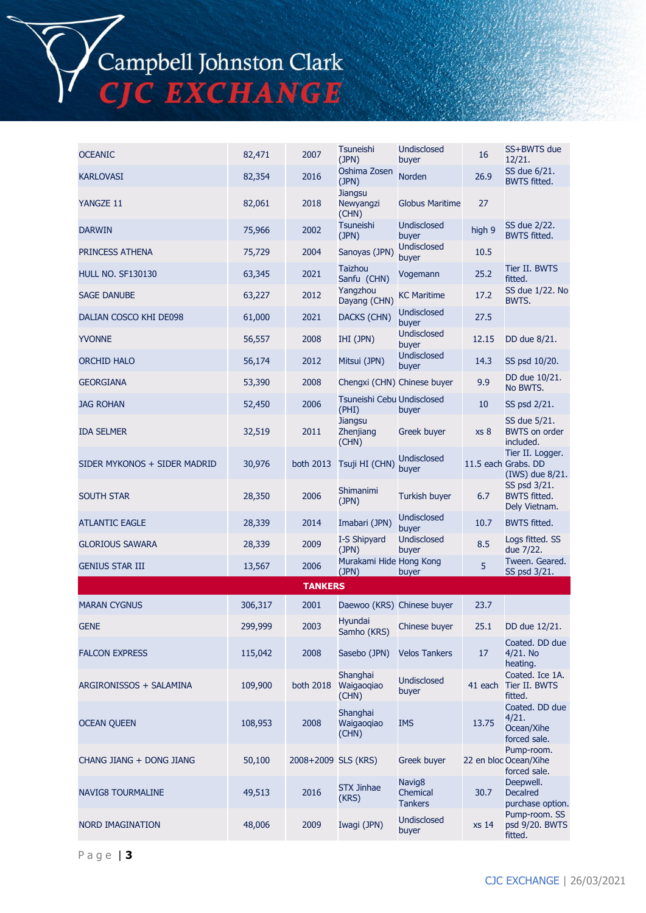| | | | | | | |
|---|---|---|---|---|---|---|
| OCEANIC | 82,471 | 2007 | Tsuneishi (JPN) | Undisclosed buyer | 16 | SS+BWTS due 12/21. |
| KARLOVASI | 82,354 | 2016 | Oshima Zosen (JPN) | Norden | 26.9 | SS due 6/21. BWTS fitted. |
| YANGZE 11 | 82,061 | 2018 | Jiangsu Newyangzi (CHN) | Globus Maritime | 27 | |
| DARWIN | 75,966 | 2002 | Tsuneishi (JPN) | Undisclosed buyer | high 9 | SS due 2/22. BWTS fitted. |
| PRINCESS ATHENA | 75,729 | 2004 | Sanoyas (JPN) | Undisclosed buyer | 10.5 | |
| HULL NO. SF130130 | 63,345 | 2021 | Taizhou Sanfu (CHN) | Vogemann | 25.2 | Tier II. BWTS fitted. |
| SAGE DANUBE | 63,227 | 2012 | Yangzhou Dayang (CHN) | KC Maritime | 17.2 | SS due 1/22. No BWTS. |
| DALIAN COSCO KHI DE098 | 61,000 | 2021 | DACKS (CHN) | Undisclosed buyer | 27.5 | |
| YVONNE | 56,557 | 2008 | IHI (JPN) | Undisclosed buyer | 12.15 | DD due 8/21. |
| ORCHID HALO | 56,174 | 2012 | Mitsui (JPN) | Undisclosed buyer | 14.3 | SS psd 10/20. |
| GEORGIANA | 53,390 | 2008 | Chengxi (CHN) | Chinese buyer | 9.9 | DD due 10/21. No BWTS. |
| JAG ROHAN | 52,450 | 2006 | Tsuneishi Cebu (PHI) | Undisclosed buyer | 10 | SS psd 2/21. |
| IDA SELMER | 32,519 | 2011 | Jiangsu Zhenjiang (CHN) | Greek buyer | xs 8 | SS due 5/21. BWTS on order included. |
| SIDER MYKONOS + SIDER MADRID | 30,976 | both 2013 | Tsuji HI (CHN) | Undisclosed buyer | 11.5 each | Tier II. Logger. Grabs. DD (IWS) due 8/21. |
| SOUTH STAR | 28,350 | 2006 | Shimanimi (JPN) | Turkish buyer | 6.7 | SS psd 3/21. BWTS fitted. Dely Vietnam. |
| ATLANTIC EAGLE | 28,339 | 2014 | Imabari (JPN) | Undisclosed buyer | 10.7 | BWTS fitted. |
| GLORIOUS SAWARA | 28,339 | 2009 | I-S Shipyard (JPN) | Undisclosed buyer | 8.5 | Logs fitted. SS due 7/22. |
| GENIUS STAR III | 13,567 | 2006 | Murakami Hide (JPN) | Hong Kong buyer | 5 | Tween. Geared. SS psd 3/21. |
| **TANKERS** | | | | | | |
| MARAN CYGNUS | 306,317 | 2001 | Daewoo (KRS) | Chinese buyer | 23.7 | |
| GENE | 299,999 | 2003 | Hyundai Samho (KRS) | Chinese buyer | 25.1 | DD due 12/21. |
| FALCON EXPRESS | 115,042 | 2008 | Sasebo (JPN) | Velos Tankers | 17 | Coated. DD due 4/21. No heating. |
| ARGIRONISSOS + SALAMINA | 109,900 | both 2018 | Shanghai Waigaoqiao (CHN) | Undisclosed buyer | 41 each | Coated. Ice 1A. Tier II. BWTS fitted. |
| OCEAN QUEEN | 108,953 | 2008 | Shanghai Waigaoqiao (CHN) | IMS | 13.75 | Coated. DD due 4/21. Ocean/Xihe forced sale. |
| CHANG JIANG + DONG JIANG | 50,100 | 2008+2009 | SLS (KRS) | Greek buyer | 22 en bloc | Pump-room. Ocean/Xihe forced sale. |
| NAVIG8 TOURMALINE | 49,513 | 2016 | STX Jinhae (KRS) | Navig8 Chemical Tankers | 30.7 | Deepwell. Decalred purchase option. |
| NORD IMAGINATION | 48,006 | 2009 | Iwagi (JPN) | Undisclosed buyer | xs 14 | Pump-room. SS psd 9/20. BWTS fitted. |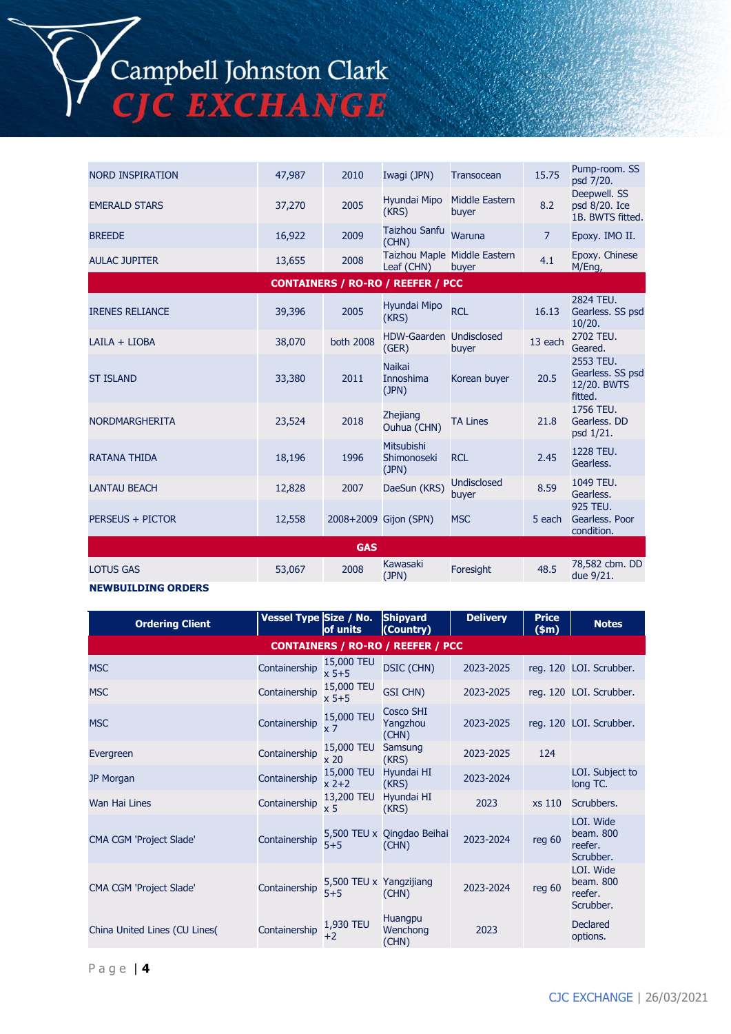| | | | | | | |
|---|---|---|---|---|---|---|
| NORD INSPIRATION | 47,987 | 2010 | Iwagi (JPN) | Transocean | 15.75 | Pump-room. SS psd 7/20. |
| EMERALD STARS | 37,270 | 2005 | Hyundai Mipo (KRS) | Middle Eastern buyer | 8.2 | Deepwell. SS psd 8/20. Ice 1B. BWTS fitted. |
| BREEDE | 16,922 | 2009 | Taizhou Sanfu (CHN) | Waruna | 7 | Epoxy. IMO II. |
| AULAC JUPITER | 13,655 | 2008 | Taizhou Maple Leaf (CHN) | Middle Eastern buyer | 4.1 | Epoxy. Chinese M/Eng, |
| **CONTAINERS / RO-RO / REEFER / PCC** | | | | | | |
| IRENES RELIANCE | 39,396 | 2005 | Hyundai Mipo (KRS) | RCL | 16.13 | 2824 TEU. Gearless. SS psd 10/20. |
| LAILA + LIOBA | 38,070 | both 2008 | HDW-Gaarden (GER) | Undisclosed buyer | 13 each | 2702 TEU. Geared. |
| ST ISLAND | 33,380 | 2011 | Naikai Innoshima (JPN) | Korean buyer | 20.5 | 2553 TEU. Gearless. SS psd 12/20. BWTS fitted. |
| NORDMARGHERITA | 23,524 | 2018 | Zhejiang Ouhua (CHN) | TA Lines | 21.8 | 1756 TEU. Gearless. DD psd 1/21. |
| RATANA THIDA | 18,196 | 1996 | Mitsubishi Shimonoseki (JPN) | RCL | 2.45 | 1228 TEU. Gearless. |
| LANTAU BEACH | 12,828 | 2007 | DaeSun (KRS) | Undisclosed buyer | 8.59 | 1049 TEU. Gearless. |
| PERSEUS + PICTOR | 12,558 | 2008+2009 | Gijon (SPN) | MSC | 5 each | 925 TEU. Gearless. Poor condition. |
| **GAS** | | | | | | |
| LOTUS GAS | 53,067 | 2008 | Kawasaki (JPN) | Foresight | 48.5 | 78,582 cbm. DD due 9/21. |

**NEWBUILDING ORDERS**

| Ordering Client | Vessel Type | Size / No. of units | Shipyard (Country) | Delivery | Price ($m) | Notes |
|---|---|---|---|---|---|---|
| **CONTAINERS / RO-RO / REEFER / PCC** | | | | | | |
| MSC | Containership | 15,000 TEU x 5+5 | DSIC (CHN) | 2023-2025 | reg. 120 | LOI. Scrubber. |
| MSC | Containership | 15,000 TEU x 5+5 | GSI CHN) | 2023-2025 | reg. 120 | LOI. Scrubber. |
| MSC | Containership | 15,000 TEU x 7 | Cosco SHI Yangzhou (CHN) | 2023-2025 | reg. 120 | LOI. Scrubber. |
| Evergreen | Containership | 15,000 TEU x 20 | Samsung (KRS) | 2023-2025 | 124 | |
| JP Morgan | Containership | 15,000 TEU x 2+2 | Hyundai HI (KRS) | 2023-2024 | | LOI. Subject to long TC. |
| Wan Hai Lines | Containership | 13,200 TEU x 5 | Hyundai HI (KRS) | 2023 | xs 110 | Scrubbers. |
| CMA CGM 'Project Slade' | Containership | 5,500 TEU x 5+5 | Qingdao Beihai (CHN) | 2023-2024 | reg 60 | LOI. Wide beam. 800 reefer. Scrubber. |
| CMA CGM 'Project Slade' | Containership | 5,500 TEU x 5+5 | Yangzijiang (CHN) | 2023-2024 | reg 60 | LOI. Wide beam. 800 reefer. Scrubber. |
| China United Lines (CU Lines( | Containership | 1,930 TEU +2 | Huangpu Wenchong (CHN) | 2023 | | Declared options. |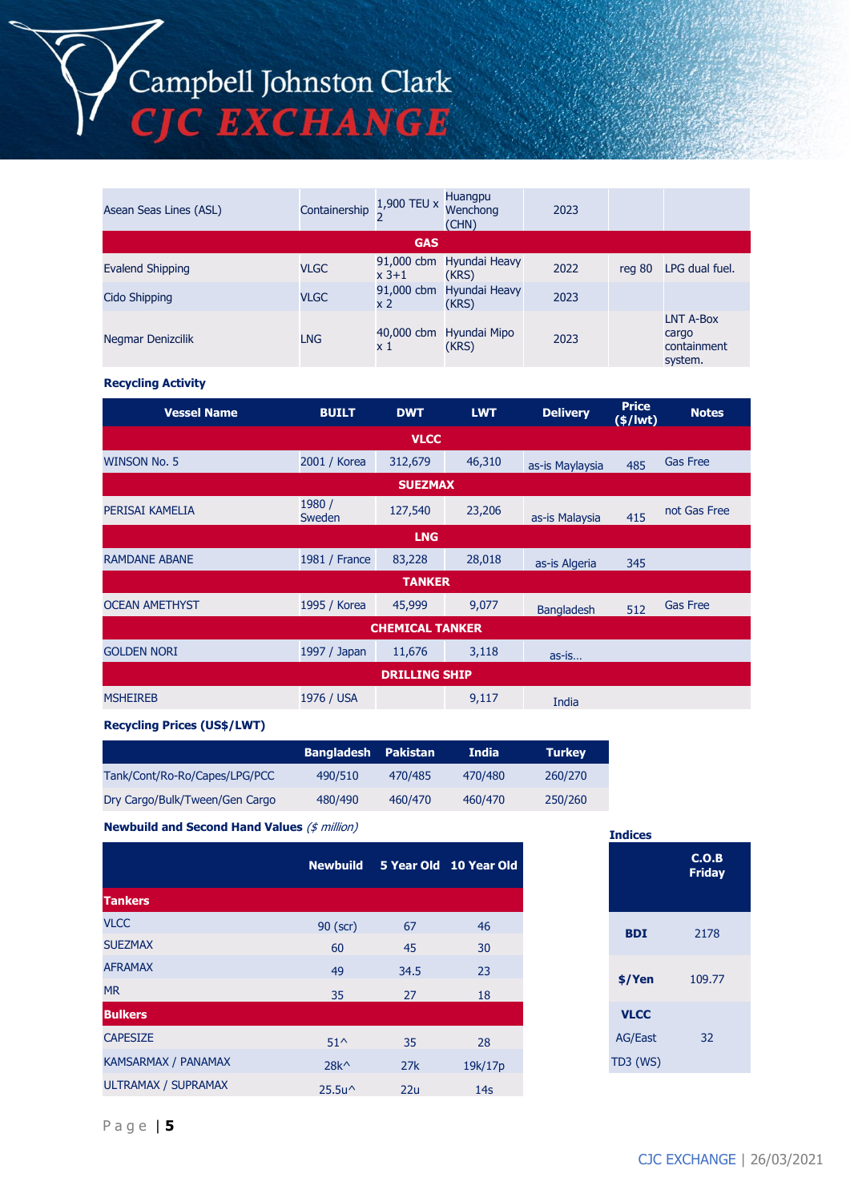| | | | | | | |
|---|---|---|---|---|---|---|
| Asean Seas Lines (ASL) | Containership | 1,900 TEU x 2 | Huangpu Wenchong (CHN) | 2023 | | |
| **GAS** | | | | | | |
| Evalend Shipping | VLGC | 91,000 cbm x 3+1 | Hyundai Heavy (KRS) | 2022 | reg 80 | LPG dual fuel. |
| Cido Shipping | VLGC | 91,000 cbm x 2 | Hyundai Heavy (KRS) | 2023 | | |
| Negmar Denizcilik | LNG | 40,000 cbm x 1 | Hyundai Mipo (KRS) | 2023 | | LNT A-Box cargo containment system. |

**Recycling Activity**

| Vessel Name | BUILT | DWT | LWT | Delivery | Price ($/lwt) | Notes |
|---|---|---|---|---|---|---|
| **VLCC** | | | | | | |
| WINSON No. 5 | 2001 / Korea | 312,679 | 46,310 | as-is Maylaysia | 485 | Gas Free |
| **SUEZMAX** | | | | | | |
| PERISAI KAMELIA | 1980 / Sweden | 127,540 | 23,206 | as-is Malaysia | 415 | not Gas Free |
| **LNG** | | | | | | |
| RAMDANE ABANE | 1981 / France | 83,228 | 28,018 | as-is Algeria | 345 | |
| **TANKER** | | | | | | |
| OCEAN AMETHYST | 1995 / Korea | 45,999 | 9,077 | Bangladesh | 512 | Gas Free |
| **CHEMICAL TANKER** | | | | | | |
| GOLDEN NORI | 1997 / Japan | 11,676 | 3,118 | as-is... | | |
| **DRILLING SHIP** | | | | | | |
| MSHEIREB | 1976 / USA | | 9,117 | India | | |

**Recycling Prices (US$/LWT)**

| | Bangladesh | Pakistan | India | Turkey |
|---|---|---|---|---|
| Tank/Cont/Ro-Ro/Capes/LPG/PCC | 490/510 | 470/485 | 470/480 | 260/270 |
| Dry Cargo/Bulk/Tween/Gen Cargo | 480/490 | 460/470 | 460/470 | 250/260 |

**Newbuild and Second Hand Values** *($ million)*

| | Newbuild | 5 Year Old | 10 Year Old |
|---|---|---|---|
| **Tankers** | | | |
| VLCC | 90 (scr) | 67 | 46 |
| SUEZMAX | 60 | 45 | 30 |
| AFRAMAX | 49 | 34.5 | 23 |
| MR | 35 | 27 | 18 |
| **Bulkers** | | | |
| CAPESIZE | 51^ | 35 | 28 |
| KAMSARMAX / PANAMAX | 28k^ | 27k | 19k/17p |
| ULTRAMAX / SUPRAMAX | 25.5u^ | 22u | 14s |

**Indices**

| | C.O.B Friday |
|---|---|
| **BDI** | 2178 |
| **$/Yen** | 109.77 |
| **VLCC** | |
| AG/East | 32 |
| TD3 (WS) | |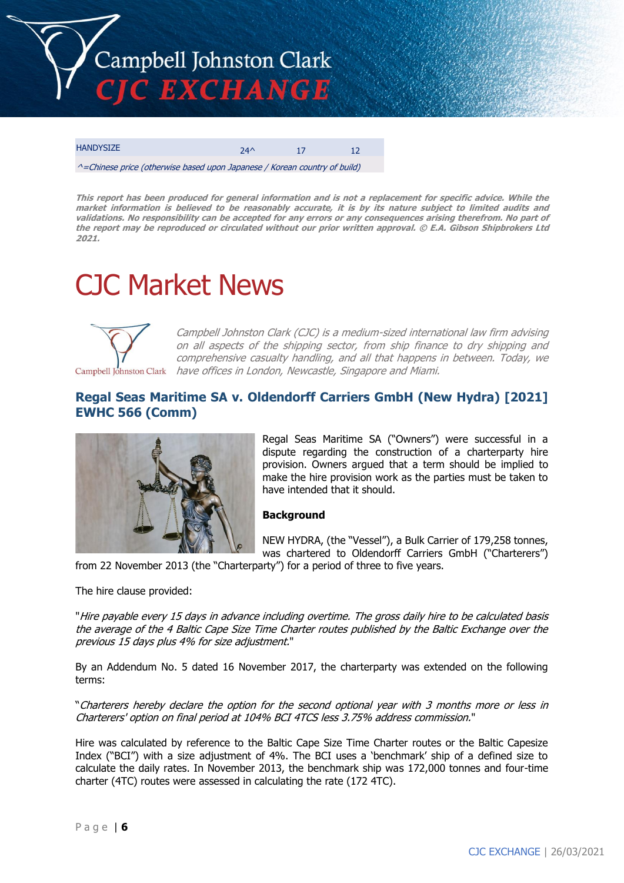| HANDYSIZE | 24^ | 17 | 12 |
|---|---|---|---|

^=Chinese price (otherwise based upon Japanese / Korean country of build)

***This report has been produced for general information and is not a replacement for specific advice. While the market information is believed to be reasonably accurate, it is by its nature subject to limited audits and validations. No responsibility can be accepted for any errors or any consequences arising therefrom. No part of the report may be reproduced or circulated without our prior written approval. © E.A. Gibson Shipbrokers Ltd 2021.***

# CJC Market News

*Campbell Johnston Clark (CJC) is a medium-sized international law firm advising on all aspects of the shipping sector, from ship finance to dry shipping and comprehensive casualty handling, and all that happens in between. Today, we have offices in London, Newcastle, Singapore and Miami.*

## Regal Seas Maritime SA v. Oldendorff Carriers GmbH (New Hydra) [2021] EWHC 566 (Comm)

Regal Seas Maritime SA ("Owners") were successful in a dispute regarding the construction of a charterparty hire provision. Owners argued that a term should be implied to make the hire provision work as the parties must be taken to have intended that it should.

**Background**

NEW HYDRA, (the "Vessel"), a Bulk Carrier of 179,258 tonnes, was chartered to Oldendorff Carriers GmbH ("Charterers") from 22 November 2013 (the "Charterparty") for a period of three to five years.

The hire clause provided:

"*Hire payable every 15 days in advance including overtime. The gross daily hire to be calculated basis the average of the 4 Baltic Cape Size Time Charter routes published by the Baltic Exchange over the previous 15 days plus 4% for size adjustment.*"

By an Addendum No. 5 dated 16 November 2017, the charterparty was extended on the following terms:

"*Charterers hereby declare the option for the second optional year with 3 months more or less in Charterers' option on final period at 104% BCI 4TCS less 3.75% address commission.*"

Hire was calculated by reference to the Baltic Cape Size Time Charter routes or the Baltic Capesize Index ("BCI") with a size adjustment of 4%. The BCI uses a 'benchmark' ship of a defined size to calculate the daily rates. In November 2013, the benchmark ship was 172,000 tonnes and four-time charter (4TC) routes were assessed in calculating the rate (172 4TC).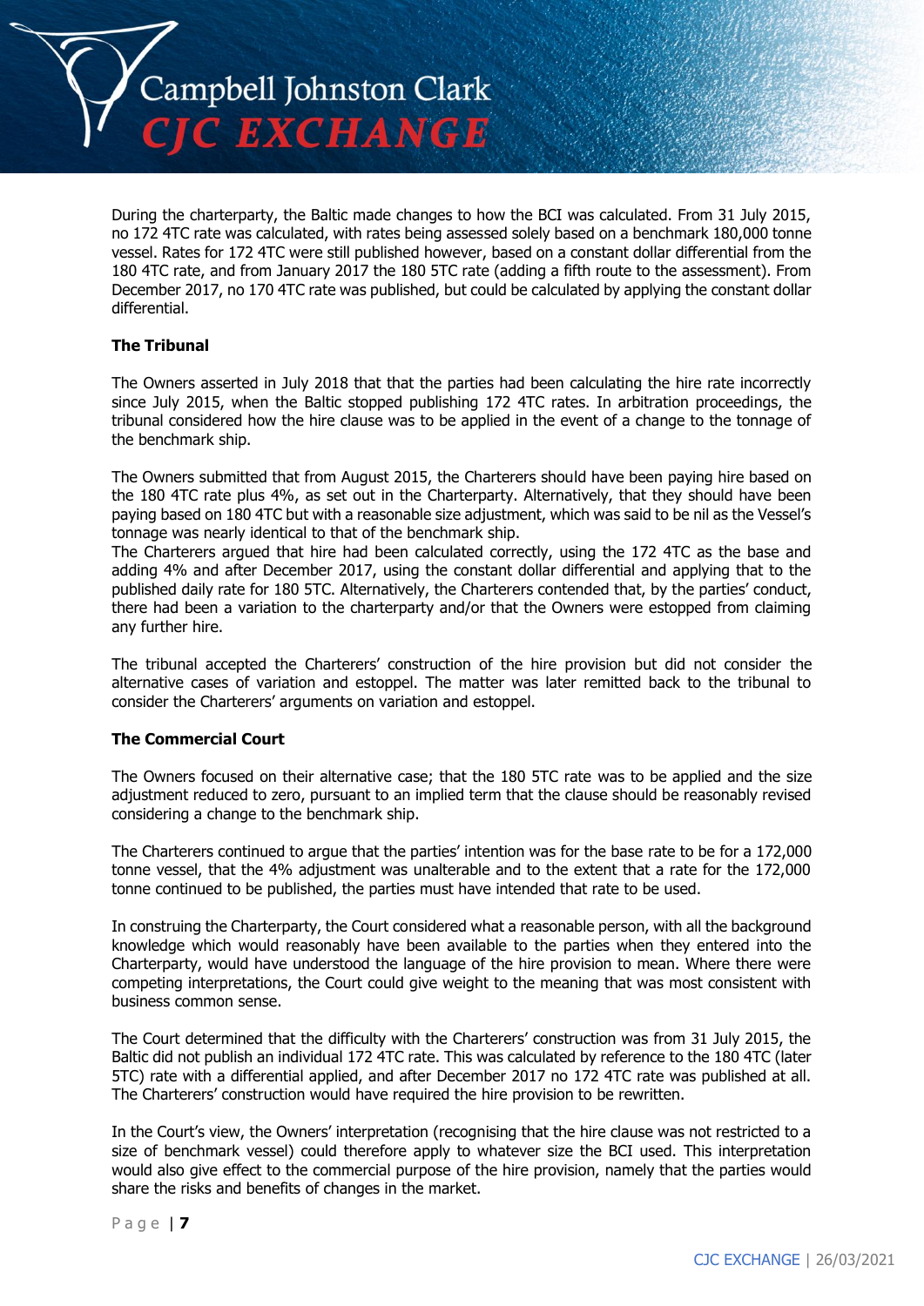During the charterparty, the Baltic made changes to how the BCI was calculated. From 31 July 2015, no 172 4TC rate was calculated, with rates being assessed solely based on a benchmark 180,000 tonne vessel. Rates for 172 4TC were still published however, based on a constant dollar differential from the 180 4TC rate, and from January 2017 the 180 5TC rate (adding a fifth route to the assessment). From December 2017, no 170 4TC rate was published, but could be calculated by applying the constant dollar differential.

**The Tribunal**

The Owners asserted in July 2018 that that the parties had been calculating the hire rate incorrectly since July 2015, when the Baltic stopped publishing 172 4TC rates. In arbitration proceedings, the tribunal considered how the hire clause was to be applied in the event of a change to the tonnage of the benchmark ship.

The Owners submitted that from August 2015, the Charterers should have been paying hire based on the 180 4TC rate plus 4%, as set out in the Charterparty. Alternatively, that they should have been paying based on 180 4TC but with a reasonable size adjustment, which was said to be nil as the Vessel's tonnage was nearly identical to that of the benchmark ship.

The Charterers argued that hire had been calculated correctly, using the 172 4TC as the base and adding 4% and after December 2017, using the constant dollar differential and applying that to the published daily rate for 180 5TC. Alternatively, the Charterers contended that, by the parties' conduct, there had been a variation to the charterparty and/or that the Owners were estopped from claiming any further hire.

The tribunal accepted the Charterers' construction of the hire provision but did not consider the alternative cases of variation and estoppel. The matter was later remitted back to the tribunal to consider the Charterers' arguments on variation and estoppel.

**The Commercial Court**

The Owners focused on their alternative case; that the 180 5TC rate was to be applied and the size adjustment reduced to zero, pursuant to an implied term that the clause should be reasonably revised considering a change to the benchmark ship.

The Charterers continued to argue that the parties' intention was for the base rate to be for a 172,000 tonne vessel, that the 4% adjustment was unalterable and to the extent that a rate for the 172,000 tonne continued to be published, the parties must have intended that rate to be used.

In construing the Charterparty, the Court considered what a reasonable person, with all the background knowledge which would reasonably have been available to the parties when they entered into the Charterparty, would have understood the language of the hire provision to mean. Where there were competing interpretations, the Court could give weight to the meaning that was most consistent with business common sense.

The Court determined that the difficulty with the Charterers' construction was from 31 July 2015, the Baltic did not publish an individual 172 4TC rate. This was calculated by reference to the 180 4TC (later 5TC) rate with a differential applied, and after December 2017 no 172 4TC rate was published at all. The Charterers' construction would have required the hire provision to be rewritten.

In the Court's view, the Owners' interpretation (recognising that the hire clause was not restricted to a size of benchmark vessel) could therefore apply to whatever size the BCI used. This interpretation would also give effect to the commercial purpose of the hire provision, namely that the parties would share the risks and benefits of changes in the market.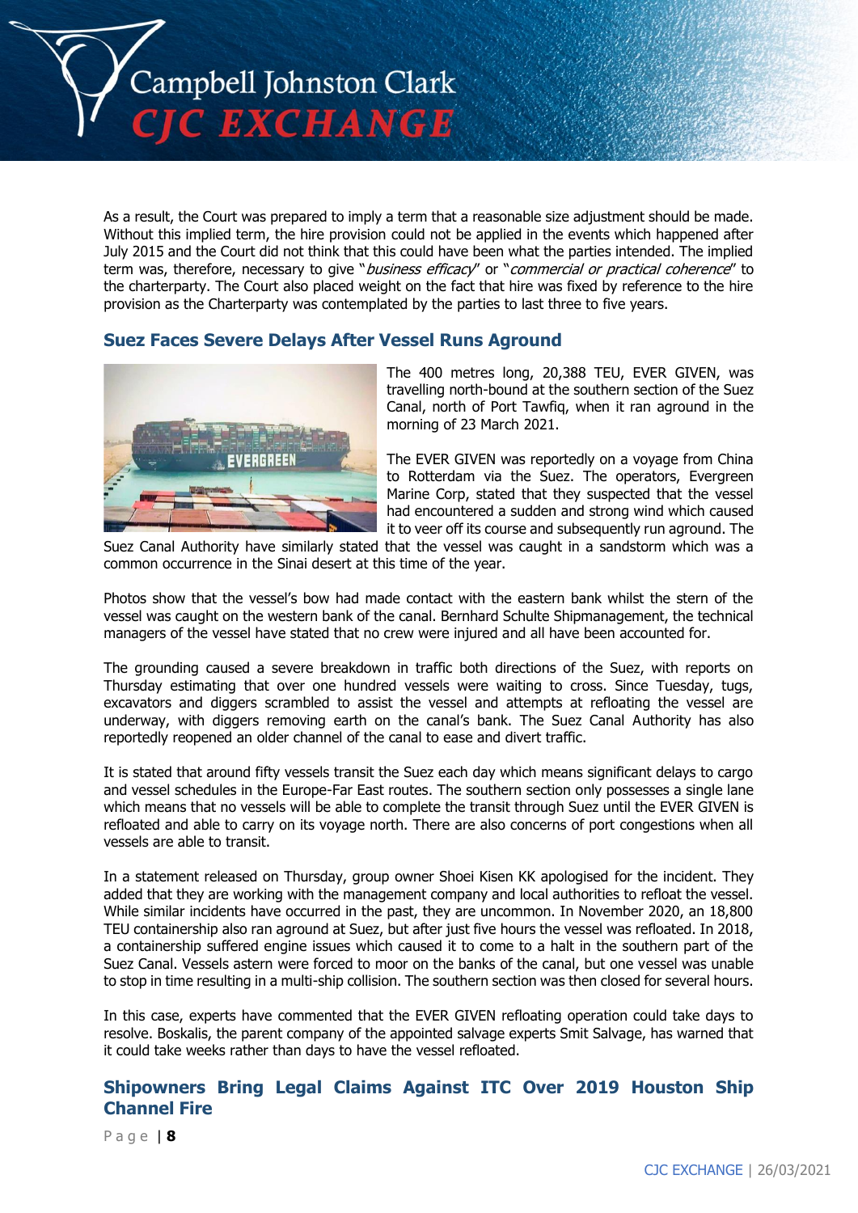As a result, the Court was prepared to imply a term that a reasonable size adjustment should be made. Without this implied term, the hire provision could not be applied in the events which happened after July 2015 and the Court did not think that this could have been what the parties intended. The implied term was, therefore, necessary to give "*business efficacy*" or "*commercial or practical coherence*" to the charterparty. The Court also placed weight on the fact that hire was fixed by reference to the hire provision as the Charterparty was contemplated by the parties to last three to five years.

## Suez Faces Severe Delays After Vessel Runs Aground

The 400 metres long, 20,388 TEU, EVER GIVEN, was travelling north-bound at the southern section of the Suez Canal, north of Port Tawfiq, when it ran aground in the morning of 23 March 2021.

The EVER GIVEN was reportedly on a voyage from China to Rotterdam via the Suez. The operators, Evergreen Marine Corp, stated that they suspected that the vessel had encountered a sudden and strong wind which caused it to veer off its course and subsequently run aground. The Suez Canal Authority have similarly stated that the vessel was caught in a sandstorm which was a common occurrence in the Sinai desert at this time of the year.

Photos show that the vessel's bow had made contact with the eastern bank whilst the stern of the vessel was caught on the western bank of the canal. Bernhard Schulte Shipmanagement, the technical managers of the vessel have stated that no crew were injured and all have been accounted for.

The grounding caused a severe breakdown in traffic both directions of the Suez, with reports on Thursday estimating that over one hundred vessels were waiting to cross. Since Tuesday, tugs, excavators and diggers scrambled to assist the vessel and attempts at refloating the vessel are underway, with diggers removing earth on the canal's bank. The Suez Canal Authority has also reportedly reopened an older channel of the canal to ease and divert traffic.

It is stated that around fifty vessels transit the Suez each day which means significant delays to cargo and vessel schedules in the Europe-Far East routes. The southern section only possesses a single lane which means that no vessels will be able to complete the transit through Suez until the EVER GIVEN is refloated and able to carry on its voyage north. There are also concerns of port congestions when all vessels are able to transit.

In a statement released on Thursday, group owner Shoei Kisen KK apologised for the incident. They added that they are working with the management company and local authorities to refloat the vessel. While similar incidents have occurred in the past, they are uncommon. In November 2020, an 18,800 TEU containership also ran aground at Suez, but after just five hours the vessel was refloated. In 2018, a containership suffered engine issues which caused it to come to a halt in the southern part of the Suez Canal. Vessels astern were forced to moor on the banks of the canal, but one vessel was unable to stop in time resulting in a multi-ship collision. The southern section was then closed for several hours.

In this case, experts have commented that the EVER GIVEN refloating operation could take days to resolve. Boskalis, the parent company of the appointed salvage experts Smit Salvage, has warned that it could take weeks rather than days to have the vessel refloated.

## Shipowners Bring Legal Claims Against ITC Over 2019 Houston Ship Channel Fire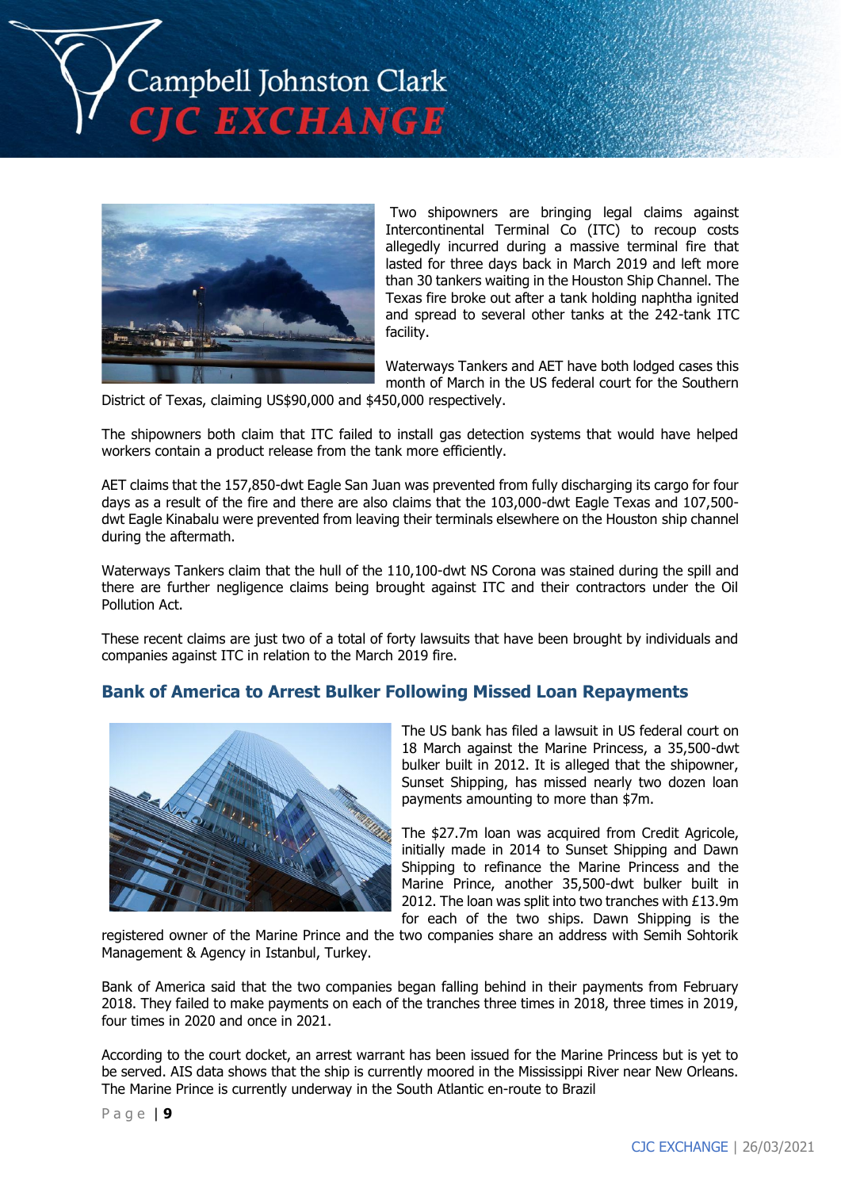Two shipowners are bringing legal claims against Intercontinental Terminal Co (ITC) to recoup costs allegedly incurred during a massive terminal fire that lasted for three days back in March 2019 and left more than 30 tankers waiting in the Houston Ship Channel. The Texas fire broke out after a tank holding naphtha ignited and spread to several other tanks at the 242-tank ITC facility.

Waterways Tankers and AET have both lodged cases this month of March in the US federal court for the Southern District of Texas, claiming US$90,000 and $450,000 respectively.

The shipowners both claim that ITC failed to install gas detection systems that would have helped workers contain a product release from the tank more efficiently.

AET claims that the 157,850-dwt Eagle San Juan was prevented from fully discharging its cargo for four days as a result of the fire and there are also claims that the 103,000-dwt Eagle Texas and 107,500-dwt Eagle Kinabalu were prevented from leaving their terminals elsewhere on the Houston ship channel during the aftermath.

Waterways Tankers claim that the hull of the 110,100-dwt NS Corona was stained during the spill and there are further negligence claims being brought against ITC and their contractors under the Oil Pollution Act.

These recent claims are just two of a total of forty lawsuits that have been brought by individuals and companies against ITC in relation to the March 2019 fire.

## Bank of America to Arrest Bulker Following Missed Loan Repayments

The US bank has filed a lawsuit in US federal court on 18 March against the Marine Princess, a 35,500-dwt bulker built in 2012. It is alleged that the shipowner, Sunset Shipping, has missed nearly two dozen loan payments amounting to more than $7m.

The $27.7m loan was acquired from Credit Agricole, initially made in 2014 to Sunset Shipping and Dawn Shipping to refinance the Marine Princess and the Marine Prince, another 35,500-dwt bulker built in 2012. The loan was split into two tranches with £13.9m for each of the two ships. Dawn Shipping is the registered owner of the Marine Prince and the two companies share an address with Semih Sohtorik Management & Agency in Istanbul, Turkey.

Bank of America said that the two companies began falling behind in their payments from February 2018. They failed to make payments on each of the tranches three times in 2018, three times in 2019, four times in 2020 and once in 2021.

According to the court docket, an arrest warrant has been issued for the Marine Princess but is yet to be served. AIS data shows that the ship is currently moored in the Mississippi River near New Orleans. The Marine Prince is currently underway in the South Atlantic en-route to Brazil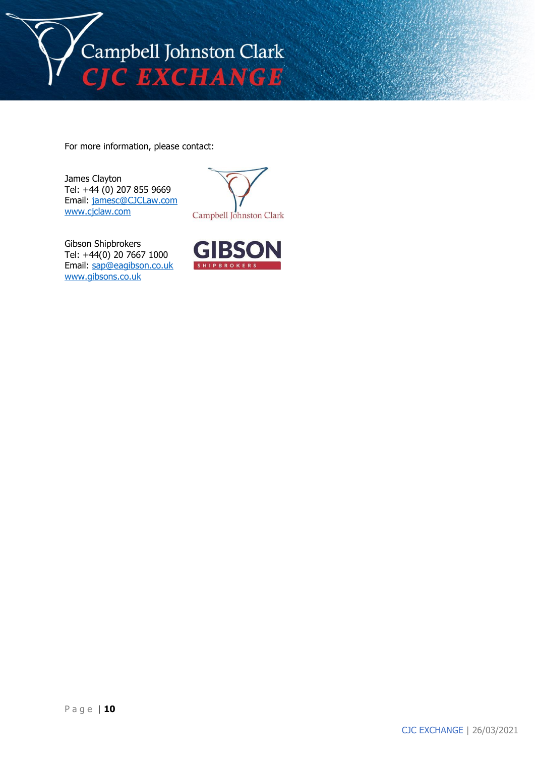For more information, please contact:

James Clayton
Tel: +44 (0) 207 855 9669
Email: jamesc@CJCLaw.com
www.cjclaw.com

Gibson Shipbrokers
Tel: +44(0) 20 7667 1000
Email: sap@eagibson.co.uk
www.gibsons.co.uk